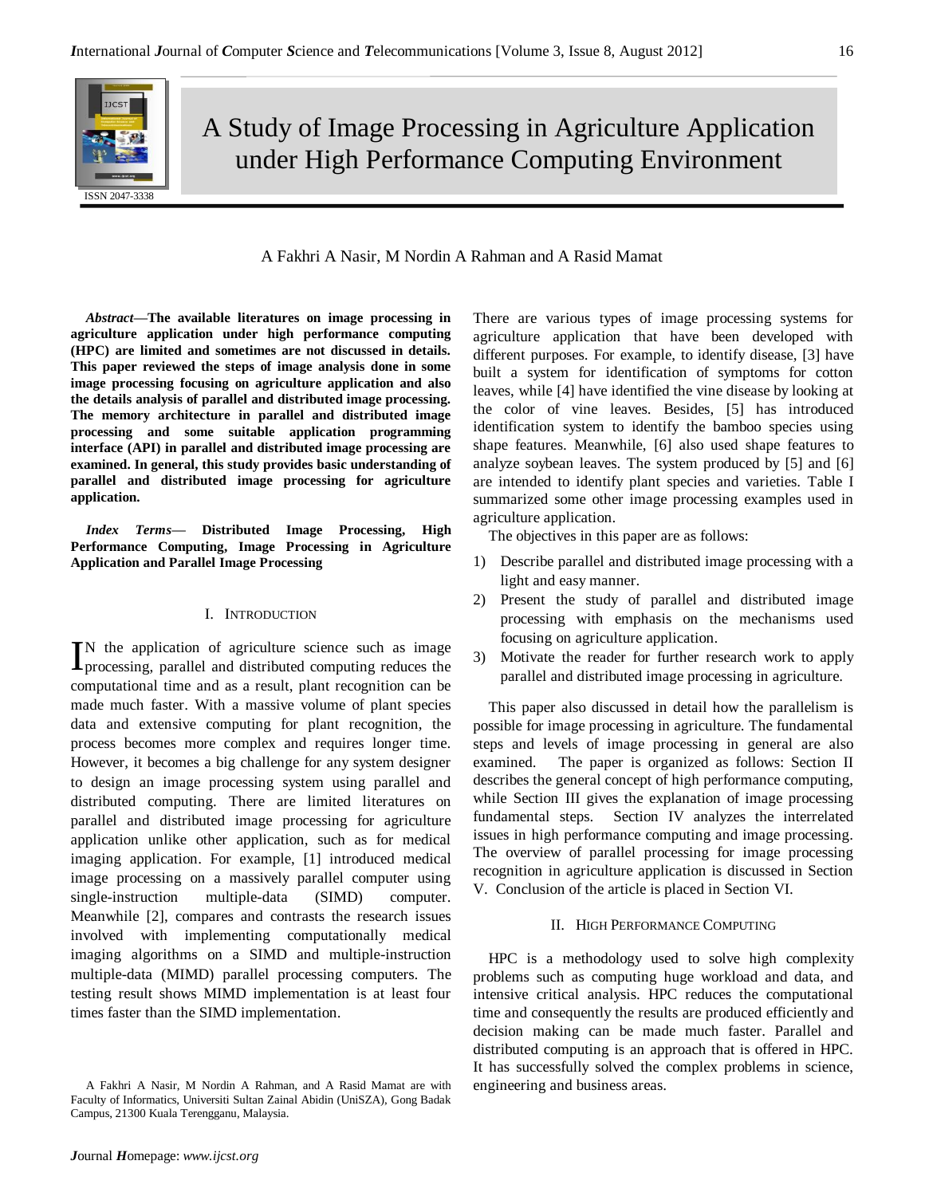# A Study of Image Processing in Agriculture Application under High Performance Computing Environment

A Fakhri A Nasir, M Nordin A Rahman and A Rasid Mamat

*Abstract*—**The available literatures on image processing in agriculture application under high performance computing (HPC) are limited and sometimes are not discussed in details. This paper reviewed the steps of image analysis done in some image processing focusing on agriculture application and also the details analysis of parallel and distributed image processing. The memory architecture in parallel and distributed image processing and some suitable application programming interface (API) in parallel and distributed image processing are examined. In general, this study provides basic understanding of parallel and distributed image processing for agriculture application.**

*Index Terms*— **Distributed Image Processing, High Performance Computing, Image Processing in Agriculture Application and Parallel Image Processing**

## I. Introduction

IN the application of agriculture science such as image processing, parallel and distributed computing reduces the computational time and as a result, plant recognition can be made much faster. With a massive volume of plant species data and extensive computing for plant recognition, the process becomes more complex and requires longer time. However, it becomes a big challenge for any system designer to design an image processing system using parallel and distributed computing. There are limited literatures on parallel and distributed image processing for agriculture application unlike other application, such as for medical imaging application. For example, [1] introduced medical image processing on a massively parallel computer using single-instruction multiple-data (SIMD) computer. Meanwhile [2], compares and contrasts the research issues involved with implementing computationally medical imaging algorithms on a SIMD and multiple-instruction multiple-data (MIMD) parallel processing computers. The testing result shows MIMD implementation is at least four times faster than the SIMD implementation.

There are various types of image processing systems for agriculture application that have been developed with different purposes. For example, to identify disease, [3] have built a system for identification of symptoms for cotton leaves, while [4] have identified the vine disease by looking at the color of vine leaves. Besides, [5] has introduced identification system to identify the bamboo species using shape features. Meanwhile, [6] also used shape features to analyze soybean leaves. The system produced by [5] and [6] are intended to identify plant species and varieties. Table I summarized some other image processing examples used in agriculture application.

The objectives in this paper are as follows:

1) Describe parallel and distributed image processing with a light and easy manner.
2) Present the study of parallel and distributed image processing with emphasis on the mechanisms used focusing on agriculture application.
3) Motivate the reader for further research work to apply parallel and distributed image processing in agriculture.

This paper also discussed in detail how the parallelism is possible for image processing in agriculture. The fundamental steps and levels of image processing in general are also examined. The paper is organized as follows: Section II describes the general concept of high performance computing, while Section III gives the explanation of image processing fundamental steps. Section IV analyzes the interrelated issues in high performance computing and image processing. The overview of parallel processing for image processing recognition in agriculture application is discussed in Section V. Conclusion of the article is placed in Section VI.

## II. High Performance Computing

HPC is a methodology used to solve high complexity problems such as computing huge workload and data, and intensive critical analysis. HPC reduces the computational time and consequently the results are produced efficiently and decision making can be made much faster. Parallel and distributed computing is an approach that is offered in HPC. It has successfully solved the complex problems in science, engineering and business areas.

A Fakhri A Nasir, M Nordin A Rahman, and A Rasid Mamat are with Faculty of Informatics, Universiti Sultan Zainal Abidin (UniSZA), Gong Badak Campus, 21300 Kuala Terengganu, Malaysia.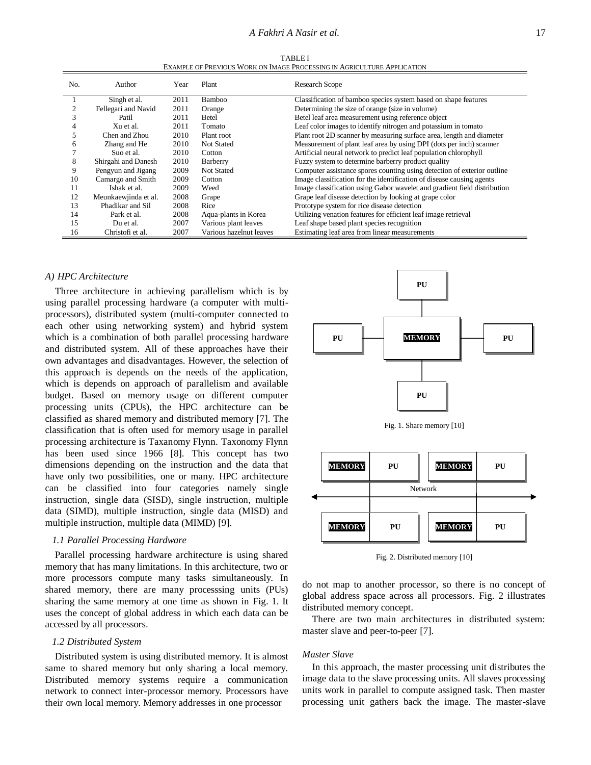TABLE I
EXAMPLE OF PREVIOUS WORK ON IMAGE PROCESSING IN AGRICULTURE APPLICATION

| No. | Author | Year | Plant | Research Scope |
|---|---|---|---|---|
| 1 | Singh et al. | 2011 | Bamboo | Classification of bamboo species system based on shape features |
| 2 | Fellegari and Navid | 2011 | Orange | Determining the size of orange (size in volume) |
| 3 | Patil | 2011 | Betel | Betel leaf area measurement using reference object |
| 4 | Xu et al. | 2011 | Tomato | Leaf color images to identify nitrogen and potassium in tomato |
| 5 | Chen and Zhou | 2010 | Plant root | Plant root 2D scanner by measuring surface area, length and diameter |
| 6 | Zhang and He | 2010 | Not Stated | Measurement of plant leaf area by using DPI (dots per inch) scanner |
| 7 | Suo et al. | 2010 | Cotton | Artificial neural network to predict leaf population chlorophyll |
| 8 | Shirgahi and Danesh | 2010 | Barberry | Fuzzy system to determine barberry product quality |
| 9 | Pengyun and Jigang | 2009 | Not Stated | Computer assistance spores counting using detection of exterior outline |
| 10 | Camargo and Smith | 2009 | Cotton | Image classification for the identification of disease causing agents |
| 11 | Ishak et al. | 2009 | Weed | Image classification using Gabor wavelet and gradient field distribution |
| 12 | Meunkaewjinda et al. | 2008 | Grape | Grape leaf disease detection by looking at grape color |
| 13 | Phadikar and Sil | 2008 | Rice | Prototype system for rice disease detection |
| 14 | Park et al. | 2008 | Aqua-plants in Korea | Utilizing venation features for efficient leaf image retrieval |
| 15 | Du et al. | 2007 | Various plant leaves | Leaf shape based plant species recognition |
| 16 | Christofi et al. | 2007 | Various hazelnut leaves | Estimating leaf area from linear measurements |

### *A) HPC Architecture*

Three architecture in achieving parallelism which is by using parallel processing hardware (a computer with multi-processors), distributed system (multi-computer connected to each other using networking system) and hybrid system which is a combination of both parallel processing hardware and distributed system. All of these approaches have their own advantages and disadvantages. However, the selection of this approach is depends on the needs of the application, which is depends on approach of parallelism and available budget. Based on memory usage on different computer processing units (CPUs), the HPC architecture can be classified as shared memory and distributed memory [7]. The classification that is often used for memory usage in parallel processing architecture is Taxanomy Flynn. Taxonomy Flynn has been used since 1966 [8]. This concept has two dimensions depending on the instruction and the data that have only two possibilities, one or many. HPC architecture can be classified into four categories namely single instruction, single data (SISD), single instruction, multiple data (SIMD), multiple instruction, single data (MISD) and multiple instruction, multiple data (MIMD) [9].

#### *1.1 Parallel Processing Hardware*

Parallel processing hardware architecture is using shared memory that has many limitations. In this architecture, two or more processors compute many tasks simultaneously. In shared memory, there are many processsing units (PUs) sharing the same memory at one time as shown in Fig. 1. It uses the concept of global address in which each data can be accessed by all processors.

#### *1.2 Distributed System*

Distributed system is using distributed memory. It is almost same to shared memory but only sharing a local memory. Distributed memory systems require a communication network to connect inter-processor memory. Processors have their own local memory. Memory addresses in one processor do not map to another processor, so there is no concept of global address space across all processors. Fig. 2 illustrates distributed memory concept.

Fig. 1. Share memory [10]

Fig. 2. Distributed memory [10]

There are two main architectures in distributed system: master slave and peer-to-peer [7].

#### *Master Slave*

In this approach, the master processing unit distributes the image data to the slave processing units. All slaves processing units work in parallel to compute assigned task. Then master processing unit gathers back the image. The master-slave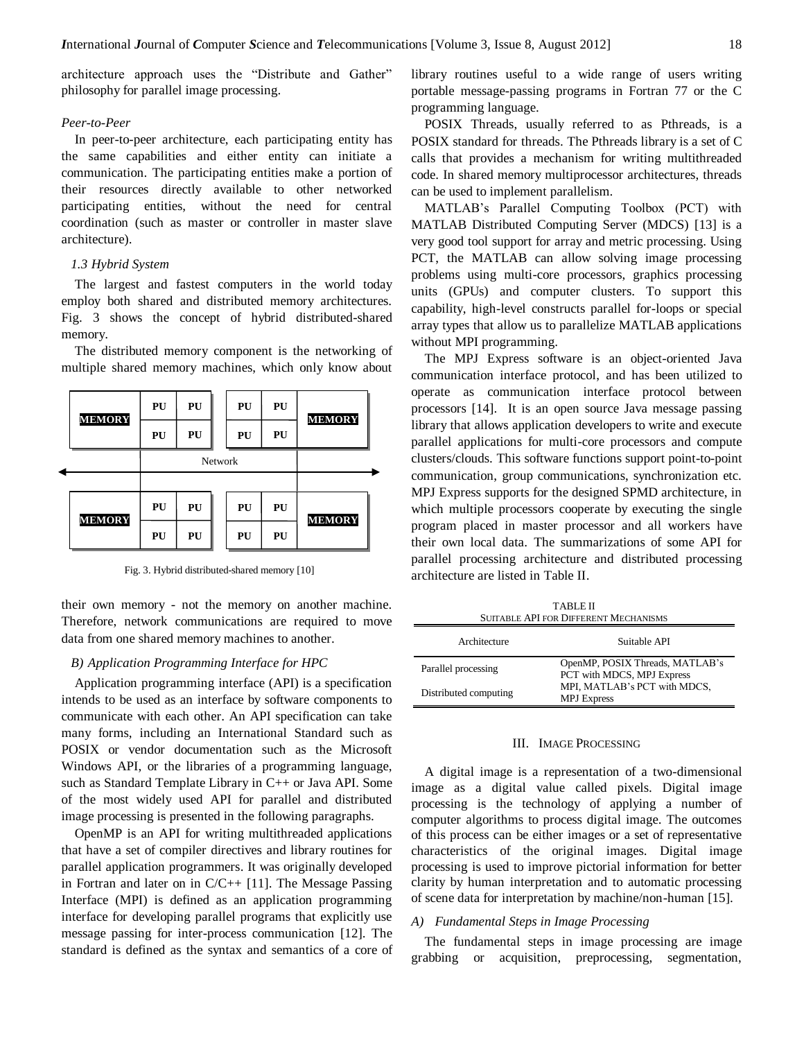architecture approach uses the "Distribute and Gather" philosophy for parallel image processing.

*Peer-to-Peer*

In peer-to-peer architecture, each participating entity has the same capabilities and either entity can initiate a communication. The participating entities make a portion of their resources directly available to other networked participating entities, without the need for central coordination (such as master or controller in master slave architecture).

### *1.3 Hybrid System*

The largest and fastest computers in the world today employ both shared and distributed memory architectures. Fig. 3 shows the concept of hybrid distributed-shared memory.

The distributed memory component is the networking of multiple shared memory machines, which only know about their own memory - not the memory on another machine. Therefore, network communications are required to move data from one shared memory machines to another.

Fig. 3. Hybrid distributed-shared memory [10]

### *B) Application Programming Interface for HPC*

Application programming interface (API) is a specification intends to be used as an interface by software components to communicate with each other. An API specification can take many forms, including an International Standard such as POSIX or vendor documentation such as the Microsoft Windows API, or the libraries of a programming language, such as Standard Template Library in C++ or Java API. Some of the most widely used API for parallel and distributed image processing is presented in the following paragraphs.

OpenMP is an API for writing multithreaded applications that have a set of compiler directives and library routines for parallel application programmers. It was originally developed in Fortran and later on in C/C++ [11]. The Message Passing Interface (MPI) is defined as an application programming interface for developing parallel programs that explicitly use message passing for inter-process communication [12]. The standard is defined as the syntax and semantics of a core of library routines useful to a wide range of users writing portable message-passing programs in Fortran 77 or the C programming language.

POSIX Threads, usually referred to as Pthreads, is a POSIX standard for threads. The Pthreads library is a set of C calls that provides a mechanism for writing multithreaded code. In shared memory multiprocessor architectures, threads can be used to implement parallelism.

MATLAB's Parallel Computing Toolbox (PCT) with MATLAB Distributed Computing Server (MDCS) [13] is a very good tool support for array and metric processing. Using PCT, the MATLAB can allow solving image processing problems using multi-core processors, graphics processing units (GPUs) and computer clusters. To support this capability, high-level constructs parallel for-loops or special array types that allow us to parallelize MATLAB applications without MPI programming.

The MPJ Express software is an object-oriented Java communication interface protocol, and has been utilized to operate as communication interface protocol between processors [14]. It is an open source Java message passing library that allows application developers to write and execute parallel applications for multi-core processors and compute clusters/clouds. This software functions support point-to-point communication, group communications, synchronization etc. MPJ Express supports for the designed SPMD architecture, in which multiple processors cooperate by executing the single program placed in master processor and all workers have their own local data. The summarizations of some API for parallel processing architecture and distributed processing architecture are listed in Table II.

TABLE II
SUITABLE API FOR DIFFERENT MECHANISMS

| Architecture | Suitable API |
|---|---|
| Parallel processing | OpenMP, POSIX Threads, MATLAB's PCT with MDCS, MPJ Express |
| Distributed computing | MPI, MATLAB's PCT with MDCS, MPJ Express |

## III. IMAGE PROCESSING

A digital image is a representation of a two-dimensional image as a digital value called pixels. Digital image processing is the technology of applying a number of computer algorithms to process digital image. The outcomes of this process can be either images or a set of representative characteristics of the original images. Digital image processing is used to improve pictorial information for better clarity by human interpretation and to automatic processing of scene data for interpretation by machine/non-human [15].

### *A) Fundamental Steps in Image Processing*

The fundamental steps in image processing are image grabbing or acquisition, preprocessing, segmentation,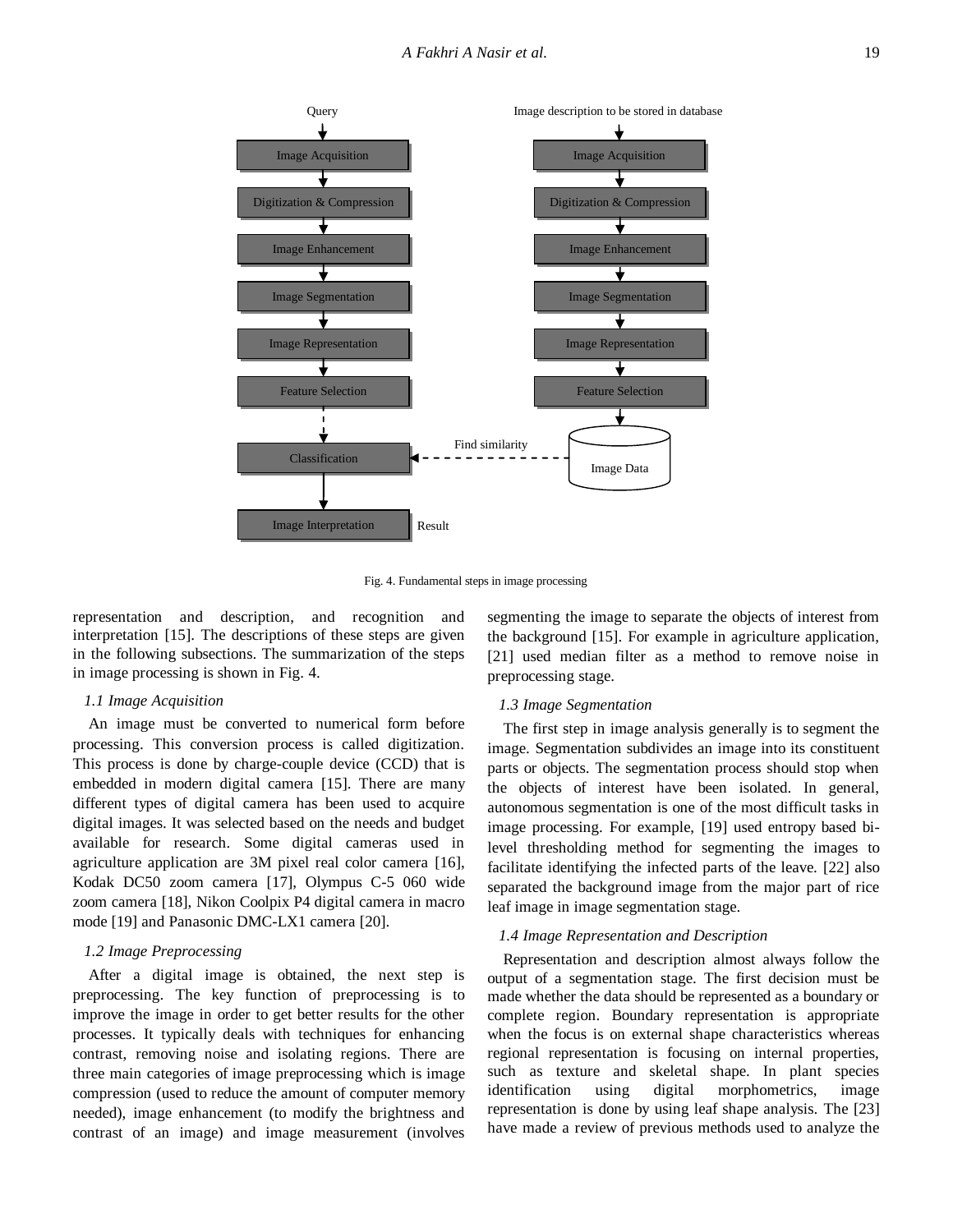Fig. 4. Fundamental steps in image processing

representation and description, and recognition and interpretation [15]. The descriptions of these steps are given in the following subsections. The summarization of the steps in image processing is shown in Fig. 4.

### 1.1 Image Acquisition

An image must be converted to numerical form before processing. This conversion process is called digitization. This process is done by charge-couple device (CCD) that is embedded in modern digital camera [15]. There are many different types of digital camera has been used to acquire digital images. It was selected based on the needs and budget available for research. Some digital cameras used in agriculture application are 3M pixel real color camera [16], Kodak DC50 zoom camera [17], Olympus C-5 060 wide zoom camera [18], Nikon Coolpix P4 digital camera in macro mode [19] and Panasonic DMC-LX1 camera [20].

### 1.2 Image Preprocessing

After a digital image is obtained, the next step is preprocessing. The key function of preprocessing is to improve the image in order to get better results for the other processes. It typically deals with techniques for enhancing contrast, removing noise and isolating regions. There are three main categories of image preprocessing which is image compression (used to reduce the amount of computer memory needed), image enhancement (to modify the brightness and contrast of an image) and image measurement (involves segmenting the image to separate the objects of interest from the background [15]. For example in agriculture application, [21] used median filter as a method to remove noise in preprocessing stage.

### 1.3 Image Segmentation

The first step in image analysis generally is to segment the image. Segmentation subdivides an image into its constituent parts or objects. The segmentation process should stop when the objects of interest have been isolated. In general, autonomous segmentation is one of the most difficult tasks in image processing. For example, [19] used entropy based bi-level thresholding method for segmenting the images to facilitate identifying the infected parts of the leave. [22] also separated the background image from the major part of rice leaf image in image segmentation stage.

### 1.4 Image Representation and Description

Representation and description almost always follow the output of a segmentation stage. The first decision must be made whether the data should be represented as a boundary or complete region. Boundary representation is appropriate when the focus is on external shape characteristics whereas regional representation is focusing on internal properties, such as texture and skeletal shape. In plant species identification using digital morphometrics, image representation is done by using leaf shape analysis. The [23] have made a review of previous methods used to analyze the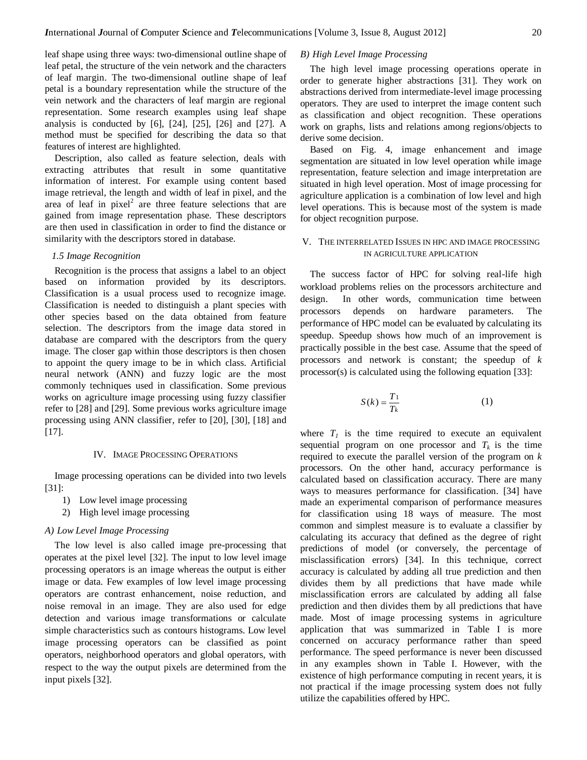leaf shape using three ways: two-dimensional outline shape of leaf petal, the structure of the vein network and the characters of leaf margin. The two-dimensional outline shape of leaf petal is a boundary representation while the structure of the vein network and the characters of leaf margin are regional representation. Some research examples using leaf shape analysis is conducted by [6], [24], [25], [26] and [27]. A method must be specified for describing the data so that features of interest are highlighted.

Description, also called as feature selection, deals with extracting attributes that result in some quantitative information of interest. For example using content based image retrieval, the length and width of leaf in pixel, and the area of leaf in $pixel^2$ are three feature selections that are gained from image representation phase. These descriptors are then used in classification in order to find the distance or similarity with the descriptors stored in database.

### *1.5 Image Recognition*

Recognition is the process that assigns a label to an object based on information provided by its descriptors. Classification is a usual process used to recognize image. Classification is needed to distinguish a plant species with other species based on the data obtained from feature selection. The descriptors from the image data stored in database are compared with the descriptors from the query image. The closer gap within those descriptors is then chosen to appoint the query image to be in which class. Artificial neural network (ANN) and fuzzy logic are the most commonly techniques used in classification. Some previous works on agriculture image processing using fuzzy classifier refer to [28] and [29]. Some previous works agriculture image processing using ANN classifier, refer to [20], [30], [18] and [17].

## IV. Image Processing Operations

Image processing operations can be divided into two levels [31]:

1) Low level image processing
2) High level image processing

### *A) Low Level Image Processing*

The low level is also called image pre-processing that operates at the pixel level [32]. The input to low level image processing operators is an image whereas the output is either image or data. Few examples of low level image processing operators are contrast enhancement, noise reduction, and noise removal in an image. They are also used for edge detection and various image transformations or calculate simple characteristics such as contours histograms. Low level image processing operators can be classified as point operators, neighborhood operators and global operators, with respect to the way the output pixels are determined from the input pixels [32].

### *B) High Level Image Processing*

The high level image processing operations operate in order to generate higher abstractions [31]. They work on abstractions derived from intermediate-level image processing operators. They are used to interpret the image content such as classification and object recognition. These operations work on graphs, lists and relations among regions/objects to derive some decision.

Based on Fig. 4, image enhancement and image segmentation are situated in low level operation while image representation, feature selection and image interpretation are situated in high level operation. Most of image processing for agriculture application is a combination of low level and high level operations. This is because most of the system is made for object recognition purpose.

## V. The Interrelated Issues in HPC and Image Processing in Agriculture Application

The success factor of HPC for solving real-life high workload problems relies on the processors architecture and design. In other words, communication time between processors depends on hardware parameters. The performance of HPC model can be evaluated by calculating its speedup. Speedup shows how much of an improvement is practically possible in the best case. Assume that the speed of processors and network is constant; the speedup of *k* processor(s) is calculated using the following equation [33]:

$$S(k) = \frac{T_1}{T_k} \qquad (1)$$

where $T_1$ is the time required to execute an equivalent sequential program on one processor and $T_k$ is the time required to execute the parallel version of the program on *k* processors. On the other hand, accuracy performance is calculated based on classification accuracy. There are many ways to measures performance for classification. [34] have made an experimental comparison of performance measures for classification using 18 ways of measure. The most common and simplest measure is to evaluate a classifier by calculating its accuracy that defined as the degree of right predictions of model (or conversely, the percentage of misclassification errors) [34]. In this technique, correct accuracy is calculated by adding all true prediction and then divides them by all predictions that have made while misclassification errors are calculated by adding all false prediction and then divides them by all predictions that have made. Most of image processing systems in agriculture application that was summarized in Table I is more concerned on accuracy performance rather than speed performance. The speed performance is never been discussed in any examples shown in Table I. However, with the existence of high performance computing in recent years, it is not practical if the image processing system does not fully utilize the capabilities offered by HPC.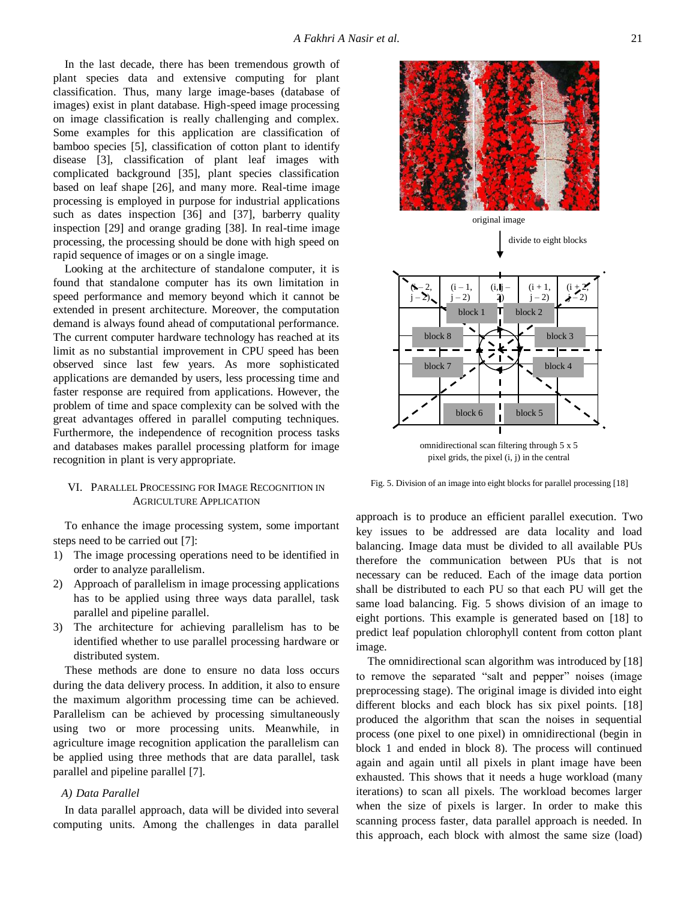In the last decade, there has been tremendous growth of plant species data and extensive computing for plant classification. Thus, many large image-bases (database of images) exist in plant database. High-speed image processing on image classification is really challenging and complex. Some examples for this application are classification of bamboo species [5], classification of cotton plant to identify disease [3], classification of plant leaf images with complicated background [35], plant species classification based on leaf shape [26], and many more. Real-time image processing is employed in purpose for industrial applications such as dates inspection [36] and [37], barberry quality inspection [29] and orange grading [38]. In real-time image processing, the processing should be done with high speed on rapid sequence of images or on a single image.

Looking at the architecture of standalone computer, it is found that standalone computer has its own limitation in speed performance and memory beyond which it cannot be extended in present architecture. Moreover, the computation demand is always found ahead of computational performance. The current computer hardware technology has reached at its limit as no substantial improvement in CPU speed has been observed since last few years. As more sophisticated applications are demanded by users, less processing time and faster response are required from applications. However, the problem of time and space complexity can be solved with the great advantages offered in parallel computing techniques. Furthermore, the independence of recognition process tasks and databases makes parallel processing platform for image recognition in plant is very appropriate.

## VI. Parallel Processing for Image Recognition in Agriculture Application

To enhance the image processing system, some important steps need to be carried out [7]:

1) The image processing operations need to be identified in order to analyze parallelism.
2) Approach of parallelism in image processing applications has to be applied using three ways data parallel, task parallel and pipeline parallel.
3) The architecture for achieving parallelism has to be identified whether to use parallel processing hardware or distributed system.

These methods are done to ensure no data loss occurs during the data delivery process. In addition, it also to ensure the maximum algorithm processing time can be achieved. Parallelism can be achieved by processing simultaneously using two or more processing units. Meanwhile, in agriculture image recognition application the parallelism can be applied using three methods that are data parallel, task parallel and pipeline parallel [7].

### *A) Data Parallel*

In data parallel approach, data will be divided into several computing units. Among the challenges in data parallel approach is to produce an efficient parallel execution. Two key issues to be addressed are data locality and load balancing. Image data must be divided to all available PUs therefore the communication between PUs that is not necessary can be reduced. Each of the image data portion shall be distributed to each PU so that each PU will get the same load balancing. Fig. 5 shows division of an image to eight portions. This example is generated based on [18] to predict leaf population chlorophyll content from cotton plant image.

original image

divide to eight blocks

omnidirectional scan filtering through 5 x 5 pixel grids, the pixel (i, j) in the central

Fig. 5. Division of an image into eight blocks for parallel processing [18]

The omnidirectional scan algorithm was introduced by [18] to remove the separated "salt and pepper" noises (image preprocessing stage). The original image is divided into eight different blocks and each block has six pixel points. [18] produced the algorithm that scan the noises in sequential process (one pixel to one pixel) in omnidirectional (begin in block 1 and ended in block 8). The process will continued again and again until all pixels in plant image have been exhausted. This shows that it needs a huge workload (many iterations) to scan all pixels. The workload becomes larger when the size of pixels is larger. In order to make this scanning process faster, data parallel approach is needed. In this approach, each block with almost the same size (load)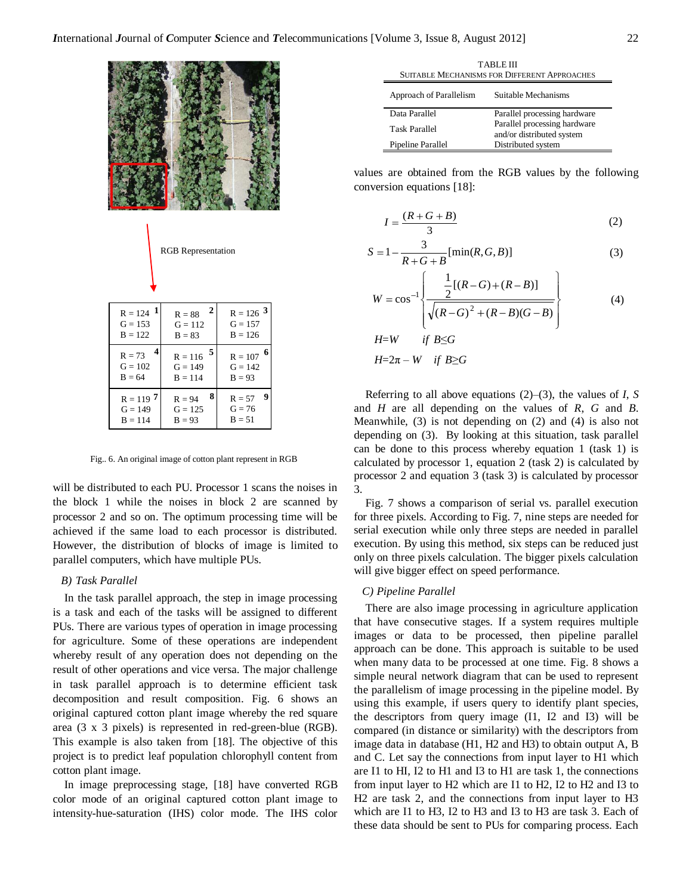Fig.. 6. An original image of cotton plant represent in RGB

will be distributed to each PU. Processor 1 scans the noises in the block 1 while the noises in block 2 are scanned by processor 2 and so on. The optimum processing time will be achieved if the same load to each processor is distributed. However, the distribution of blocks of image is limited to parallel computers, which have multiple PUs.

### *B) Task Parallel*

In the task parallel approach, the step in image processing is a task and each of the tasks will be assigned to different PUs. There are various types of operation in image processing for agriculture. Some of these operations are independent whereby result of any operation does not depending on the result of other operations and vice versa. The major challenge in task parallel approach is to determine efficient task decomposition and result composition. Fig. 6 shows an original captured cotton plant image whereby the red square area (3 x 3 pixels) is represented in red-green-blue (RGB). This example is also taken from [18]. The objective of this project is to predict leaf population chlorophyll content from cotton plant image.

In image preprocessing stage, [18] have converted RGB color mode of an original captured cotton plant image to intensity-hue-saturation (IHS) color mode. The IHS color values are obtained from the RGB values by the following conversion equations [18]:

$$I = \frac{(R+G+B)}{3} \quad (2)$$

$$S = 1 - \frac{3}{R+G+B}[\min(R,G,B)] \quad (3)$$

$$W = \cos^{-1}\left\{ \frac{\frac{1}{2}[(R-G)+(R-B)]}{\sqrt{(R-G)^2+(R-B)(G-B)}} \right\} \quad (4)$$

$$H = W \quad \text{if } B \le G$$

$$H = 2\pi - W \quad \text{if } B \ge G$$

Referring to all above equations (2)–(3), the values of *I*, *S* and *H* are all depending on the values of *R*, *G* and *B*. Meanwhile, (3) is not depending on (2) and (4) is also not depending on (3). By looking at this situation, task parallel can be done to this process whereby equation 1 (task 1) is calculated by processor 1, equation 2 (task 2) is calculated by processor 2 and equation 3 (task 3) is calculated by processor 3.

Fig. 7 shows a comparison of serial vs. parallel execution for three pixels. According to Fig. 7, nine steps are needed for serial execution while only three steps are needed in parallel execution. By using this method, six steps can be reduced just only on three pixels calculation. The bigger pixels calculation will give bigger effect on speed performance.

TABLE III
SUITABLE MECHANISMS FOR DIFFERENT APPROACHES

| Approach of Parallelism | Suitable Mechanisms |
|---|---|
| Data Parallel | Parallel processing hardware |
| Task Parallel | Parallel processing hardware and/or distributed system |
| Pipeline Parallel | Distributed system |

### *C) Pipeline Parallel*

There are also image processing in agriculture application that have consecutive stages. If a system requires multiple images or data to be processed, then pipeline parallel approach can be done. This approach is suitable to be used when many data to be processed at one time. Fig. 8 shows a simple neural network diagram that can be used to represent the parallelism of image processing in the pipeline model. By using this example, if users query to identify plant species, the descriptors from query image (I1, I2 and I3) will be compared (in distance or similarity) with the descriptors from image data in database (H1, H2 and H3) to obtain output A, B and C. Let say the connections from input layer to H1 which are I1 to HI, I2 to H1 and I3 to H1 are task 1, the connections from input layer to H2 which are I1 to H2, I2 to H2 and I3 to H2 are task 2, and the connections from input layer to H3 which are I1 to H3, I2 to H3 and I3 to H3 are task 3. Each of these data should be sent to PUs for comparing process. Each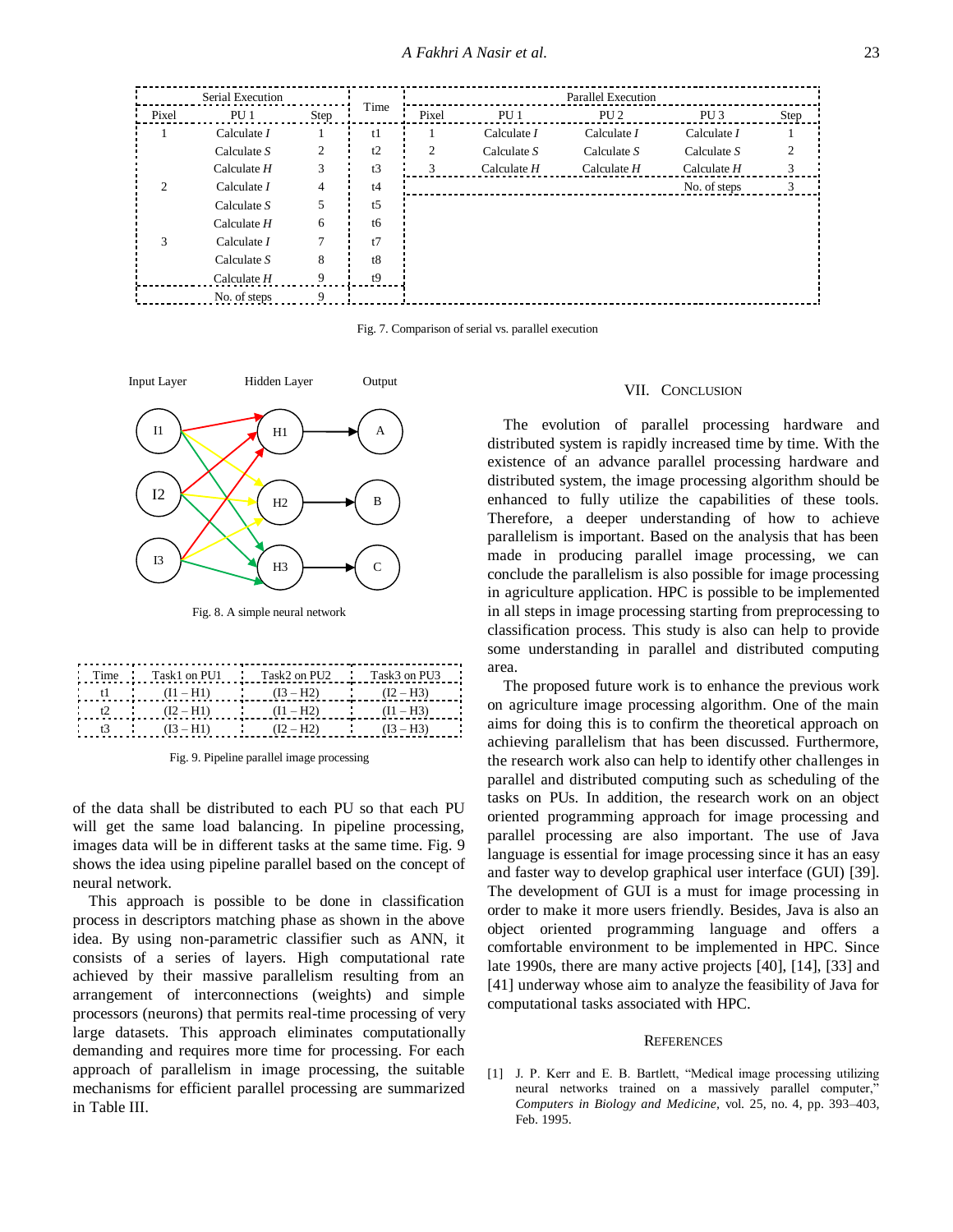| Serial Execution | | | Time | Parallel Execution | | | | |
|---|---|---|---|---|---|---|---|---|
| Pixel | PU 1 | Step | | Pixel | PU 1 | PU 2 | PU 3 | Step |
| 1 | Calculate *I* | 1 | t1 | 1 | Calculate *I* | Calculate *I* | Calculate *I* | 1 |
| | Calculate *S* | 2 | t2 | 2 | Calculate *S* | Calculate *S* | Calculate *S* | 2 |
| | Calculate *H* | 3 | t3 | 3 | Calculate *H* | Calculate *H* | Calculate *H* | 3 |
| 2 | Calculate *I* | 4 | t4 | | | | No. of steps | 3 |
| | Calculate *S* | 5 | t5 | | | | | |
| | Calculate *H* | 6 | t6 | | | | | |
| 3 | Calculate *I* | 7 | t7 | | | | | |
| | Calculate *S* | 8 | t8 | | | | | |
| | Calculate *H* | 9 | t9 | | | | | |
| | No. of steps | 9 | | | | | | |

Fig. 7. Comparison of serial vs. parallel execution

Fig. 8. A simple neural network

| Time | Task1 on PU1 | Task2 on PU2 | Task3 on PU3 |
|---|---|---|---|
| t1 | (I1 – H1) | (I3 – H2) | (I2 – H3) |
| t2 | (I2 – H1) | (I1 – H2) | (I1 – H3) |
| t3 | (I3 – H1) | (I2 – H2) | (I3 – H3) |

Fig. 9. Pipeline parallel image processing

of the data shall be distributed to each PU so that each PU will get the same load balancing. In pipeline processing, images data will be in different tasks at the same time. Fig. 9 shows the idea using pipeline parallel based on the concept of neural network.

This approach is possible to be done in classification process in descriptors matching phase as shown in the above idea. By using non-parametric classifier such as ANN, it consists of a series of layers. High computational rate achieved by their massive parallelism resulting from an arrangement of interconnections (weights) and simple processors (neurons) that permits real-time processing of very large datasets. This approach eliminates computationally demanding and requires more time for processing. For each approach of parallelism in image processing, the suitable mechanisms for efficient parallel processing are summarized in Table III.

## VII. Conclusion

The evolution of parallel processing hardware and distributed system is rapidly increased time by time. With the existence of an advance parallel processing hardware and distributed system, the image processing algorithm should be enhanced to fully utilize the capabilities of these tools. Therefore, a deeper understanding of how to achieve parallelism is important. Based on the analysis that has been made in producing parallel image processing, we can conclude the parallelism is also possible for image processing in agriculture application. HPC is possible to be implemented in all steps in image processing starting from preprocessing to classification process. This study is also can help to provide some understanding in parallel and distributed computing area.

The proposed future work is to enhance the previous work on agriculture image processing algorithm. One of the main aims for doing this is to confirm the theoretical approach on achieving parallelism that has been discussed. Furthermore, the research work also can help to identify other challenges in parallel and distributed computing such as scheduling of the tasks on PUs. In addition, the research work on an object oriented programming approach for image processing and parallel processing are also important. The use of Java language is essential for image processing since it has an easy and faster way to develop graphical user interface (GUI) [39]. The development of GUI is a must for image processing in order to make it more users friendly. Besides, Java is also an object oriented programming language and offers a comfortable environment to be implemented in HPC. Since late 1990s, there are many active projects [40], [14], [33] and [41] underway whose aim to analyze the feasibility of Java for computational tasks associated with HPC.

## References

[1] J. P. Kerr and E. B. Bartlett, "Medical image processing utilizing neural networks trained on a massively parallel computer," *Computers in Biology and Medicine*, vol. 25, no. 4, pp. 393–403, Feb. 1995.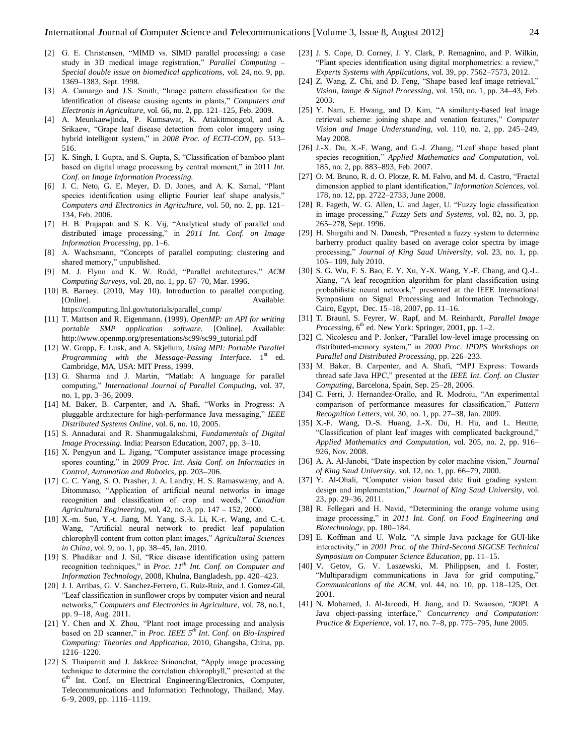[2] G. E. Christensen, "MIMD vs. SIMD parallel processing: a case study in 3D medical image registration," *Parallel Computing – Special double issue on biomedical applications*, vol. 24, no. 9, pp. 1369–1383, Sept. 1998.

[3] A. Camargo and J.S. Smith, "Image pattern classification for the identification of disease causing agents in plants," *Computers and Electronis in Agriculture*, vol. 66, no. 2, pp. 121–125, Feb. 2009.

[4] A. Meunkaewjinda, P. Kumsawat, K. Attakitmongcol, and A. Srikaew, "Grape leaf disease detection from color imagery using hybrid intelligent system," in *2008 Proc. of ECTI-CON*, pp. 513–516.

[5] K. Singh, I. Gupta, and S. Gupta, S, "Classification of bamboo plant based on digital image processing by central moment," in 2011 *Int. Conf. on Image Information Processing.*

[6] J. C. Neto, G. E. Meyer, D. D. Jones, and A. K. Samal, "Plant species identification using elliptic Fourier leaf shape analysis," *Computers and Electronics in Agriculture*, vol. 50, no. 2, pp. 121–134, Feb. 2006.

[7] H. B. Prajapati and S. K. Vij, "Analytical study of parallel and distributed image processing," in *2011 Int. Conf. on Image Information Processing*, pp. 1–6.

[8] A. Wachsmann, "Concepts of parallel computing: clustering and shared memory," unpublished.

[9] M. J. Flynn and K. W. Rudd, "Parallel architectures," *ACM Computing Surveys*, vol. 28, no. 1, pp. 67–70, Mar. 1996.

[10] B. Barney. (2010, May 10). Introduction to parallel computing. [Online]. Available: https://computing.llnl.gov/tutorials/parallel_comp/

[11] T. Mattson and R. Eigenmann. (1999). *OpenMP: an API for writing portable SMP application software.* [Online]. Available: http://www.openmp.org/presentations/sc99/sc99_tutorial.pdf

[12] W. Gropp, E. Lusk, and A. Skjellum, *Using MPI: Portable Parallel Programming with the Message-Passing Interface.* 1st ed. Cambridge, MA, USA: MIT Press, 1999.

[13] G. Sharma and J. Martin, "Matlab: A language for parallel computing," *International Journal of Parallel Computing*, vol. 37, no. 1, pp. 3–36, 2009.

[14] M. Baker, B. Carpenter, and A. Shafi, "Works in Progress: A pluggable architecture for high-performance Java messaging," *IEEE Distributed Systems Online*, vol. 6, no. 10, 2005.

[15] S. Annadurai and R. Shanmugalakshmi, *Fundamentals of Digital Image Processing.* India: Pearson Education, 2007, pp. 3–10.

[16] X. Pengyun and L. Jigang, "Computer assistance image processing spores counting," in *2009 Proc. Int. Asia Conf. on Informatics in Control, Automation and Robotics*, pp. 203–206.

[17] C. C. Yang, S. O. Prasher, J. A. Landry, H. S. Ramaswamy, and A. Ditommaso, "Application of artificial neural networks in image recognition and classification of crop and weeds," *Canadian Agricultural Engineering*, vol. 42, no. 3, pp. 147 – 152, 2000.

[18] X.-m. Suo, Y.-t. Jiang, M. Yang, S.-k. Li, K.-r. Wang, and C.-t. Wang, "Artificial neural network to predict leaf population chlorophyll content from cotton plant images," *Agricultural Sciences in China*, vol. 9, no. 1, pp. 38–45, Jan. 2010.

[19] S. Phadikar and J. Sil, "Rice disease identification using pattern recognition techniques," in *Proc. 11th Int. Conf. on Computer and Information Technology*, 2008, Khulna, Bangladesh, pp. 420–423.

[20] J. I. Arribas, G. V. Sanchez-Ferrero, G. Ruiz-Ruiz, and J. Gomez-Gil, "Leaf classification in sunflower crops by computer vision and neural networks," *Computers and Electronics in Agriculture*, vol. 78, no.1, pp. 9–18, Aug. 2011.

[21] Y. Chen and X. Zhou, "Plant root image processing and analysis based on 2D scanner," in *Proc. IEEE 5th Int. Conf. on Bio-Inspired Computing: Theories and Application*, 2010, Ghangsha, China, pp. 1216–1220.

[22] S. Thaiparnit and J. Jakkree Srinonchat, "Apply image processing technique to determine the correlation chlorophyll," presented at the 6th Int. Conf. on Electrical Engineering/Electronics, Computer, Telecommunications and Information Technology, Thailand, May. 6–9, 2009, pp. 1116–1119.

[23] J. S. Cope, D. Corney, J. Y. Clark, P. Remagnino, and P. Wilkin, "Plant species identification using digital morphometrics: a review," *Experts Systems with Applications*, vol. 39, pp. 7562–7573, 2012.

[24] Z. Wang, Z. Chi, and D. Feng, "Shape based leaf image retrieval," *Vision, Image & Signal Processing*, vol. 150, no. 1, pp. 34–43, Feb. 2003.

[25] Y. Nam, E. Hwang, and D. Kim, "A similarity-based leaf image retrieval scheme: joining shape and venation features," *Computer Vision and Image Understanding*, vol. 110, no. 2, pp. 245–249, May 2008.

[26] J.-X. Du, X.-F. Wang, and G.-J. Zhang, "Leaf shape based plant species recognition," *Applied Mathematics and Computation*, vol. 185, no. 2, pp. 883–893, Feb. 2007.

[27] O. M. Bruno, R. d. O. Plotze, R. M. Falvo, and M. d. Castro, "Fractal dimension applied to plant identification," *Information Sciences*, vol. 178, no. 12, pp. 2722–2733, June 2008.

[28] R. Fageth, W. G. Allen, U. and Jager, U. "Fuzzy logic classification in image processing," *Fuzzy Sets and Systems*, vol. 82, no. 3, pp. 265–278, Sept. 1996.

[29] H. Shirgahi and N. Danesh, "Presented a fuzzy system to determine barberry product quality based on average color spectra by image processing," *Journal of King Saud University*, vol. 23, no. 1, pp. 105– 109, July 2010.

[30] S. G. Wu, F. S. Bao, E. Y. Xu, Y-X. Wang, Y.-F. Chang, and Q.-L. Xiang, "A leaf recognition algorithm for plant classification using probabilistic neural network," presented at the IEEE International Symposium on Signal Processing and Information Technology, Cairo, Egypt, Dec. 15–18, 2007, pp. 11–16.

[31] T. Braunl, S. Feyrer, W. Rapf, and M. Reinhardt, *Parallel Image Processing*, 6th ed. New York: Springer, 2001, pp. 1–2.

[32] C. Nicolescu and P. Jonker, "Parallel low-level image processing on distributed-memory system," in *2000 Proc. IPDPS Workshops on Parallel and Distributed Processing*, pp. 226–233.

[33] M. Baker, B. Carpenter, and A. Shafi, "MPJ Express: Towards thread safe Java HPC," presented at the *IEEE Int. Conf. on Cluster Computing*, Barcelona, Spain, Sep. 25–28, 2006.

[34] C. Ferri, J. Hernandez-Orallo, and R. Modroiu, "An experimental comparison of performance measures for classification," *Pattern Recognition Letters*, vol. 30, no. 1, pp. 27–38, Jan. 2009.

[35] X.-F. Wang, D.-S. Huang, J.-X. Du, H. Hu, and L. Heutte, "Classification of plant leaf images with complicated background," *Applied Mathematics and Computation*, vol. 205, no. 2, pp. 916–926, Nov. 2008.

[36] A. A. Al-Janobi, "Date inspection by color machine vision," *Journal of King Saud University*, vol. 12, no. 1, pp. 66–79, 2000.

[37] Y. Al-Ohali, "Computer vision based date fruit grading system: design and implementation," *Journal of King Saud University*, vol. 23, pp. 29–36, 2011.

[38] R. Fellegari and H. Navid, "Determining the orange volume using image processing," in *2011 Int. Conf. on Food Engineering and Biotechnology*, pp. 180–184.

[39] E. Koffman and U. Wolz, "A simple Java package for GUI-like interactivity," in *2001 Proc. of the Third-Second SIGCSE Technical Symposium on Computer Science Education*, pp. 11–15.

[40] V. Getov, G. V. Laszewski, M. Philippsen, and I. Foster, "Multiparadigm communications in Java for grid computing," *Communications of the ACM*, vol. 44, no. 10, pp. 118–125, Oct. 2001.

[41] N. Mohamed, J. Al-Jaroodi, H. Jiang, and D. Swanson, "JOPI: A Java object-passing interface," *Concurrency and Computation: Practice & Experience*, vol. 17, no. 7–8, pp. 775–795, June 2005.